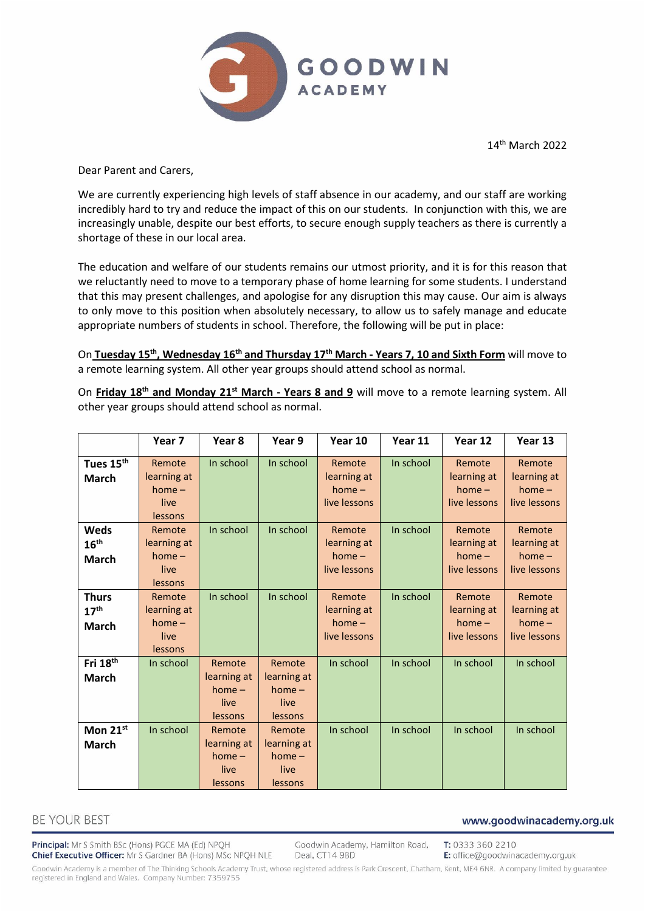# GOODWIN ACADEMY

14th March 2022

Dear Parent and Carers,

We are currently experiencing high levels of staff absence in our academy, and our staff are working incredibly hard to try and reduce the impact of this on our students. In conjunction with this, we are increasingly unable, despite our best efforts, to secure enough supply teachers as there is currently a shortage of these in our local area.

The education and welfare of our students remains our utmost priority, and it is for this reason that we reluctantly need to move to a temporary phase of home learning for some students. I understand that this may present challenges, and apologise for any disruption this may cause. Our aim is always to only move to this position when absolutely necessary, to allow us to safely manage and educate appropriate numbers of students in school. Therefore, the following will be put in place:

On **Tuesday 15th, Wednesday 16th and Thursday 17th March - Years 7, 10 and Sixth Form** will move to a remote learning system. All other year groups should attend school as normal.

On **Friday 18th and Monday 21st March - Years 8 and 9** will move to a remote learning system. All other year groups should attend school as normal.

| | Year 7 | Year 8 | Year 9 | Year 10 | Year 11 | Year 12 | Year 13 |
|---|---|---|---|---|---|---|---|
| **Tues 15th March** | Remote learning at home – live lessons | In school | In school | Remote learning at home – live lessons | In school | Remote learning at home – live lessons | Remote learning at home – live lessons |
| **Weds 16th March** | Remote learning at home – live lessons | In school | In school | Remote learning at home – live lessons | In school | Remote learning at home – live lessons | Remote learning at home – live lessons |
| **Thurs 17th March** | Remote learning at home – live lessons | In school | In school | Remote learning at home – live lessons | In school | Remote learning at home – live lessons | Remote learning at home – live lessons |
| **Fri 18th March** | In school | Remote learning at home – live lessons | Remote learning at home – live lessons | In school | In school | In school | In school |
| **Mon 21st March** | In school | Remote learning at home – live lessons | Remote learning at home – live lessons | In school | In school | In school | In school |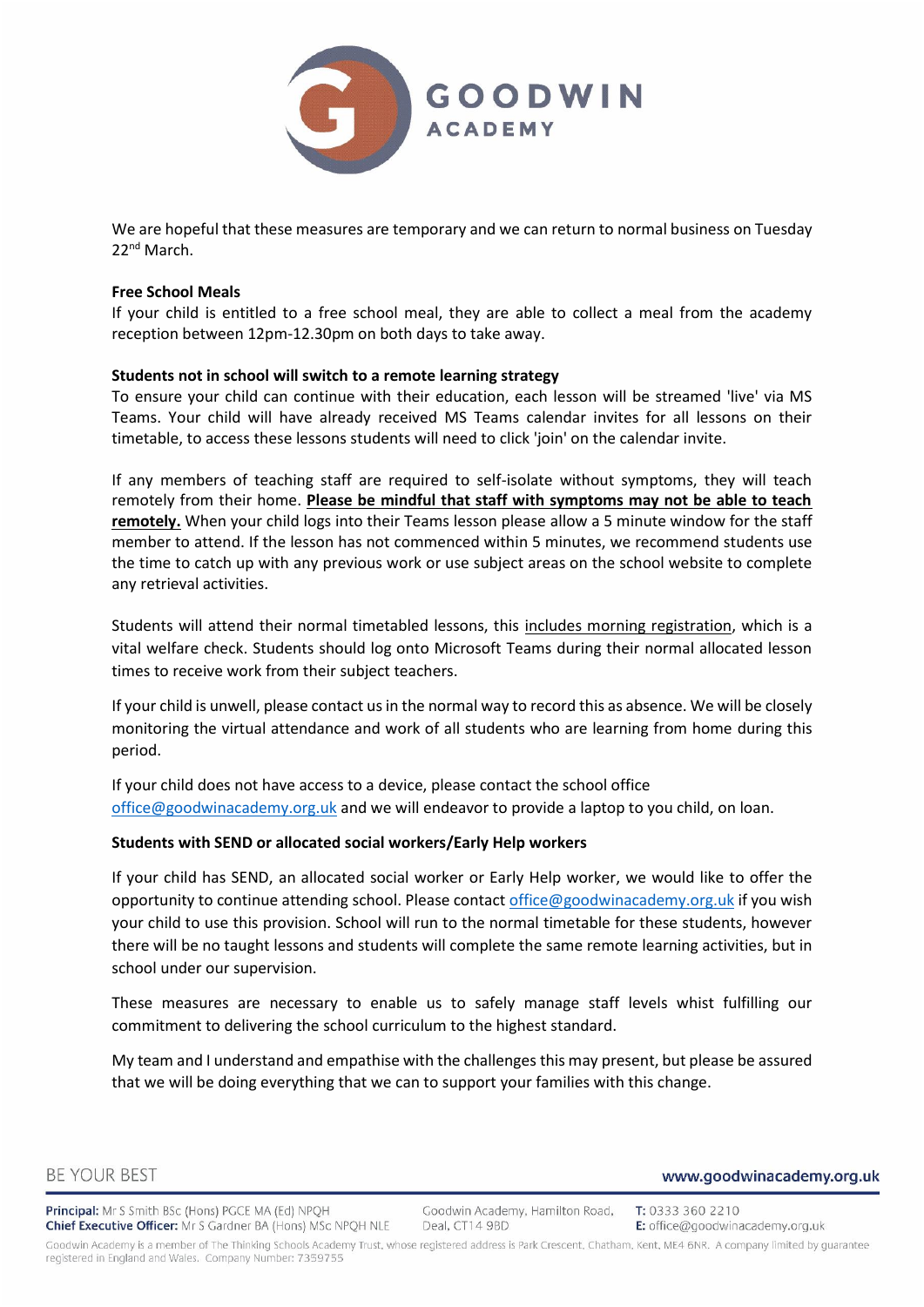We are hopeful that these measures are temporary and we can return to normal business on Tuesday 22nd March.

**Free School Meals**

If your child is entitled to a free school meal, they are able to collect a meal from the academy reception between 12pm-12.30pm on both days to take away.

**Students not in school will switch to a remote learning strategy**

To ensure your child can continue with their education, each lesson will be streamed 'live' via MS Teams. Your child will have already received MS Teams calendar invites for all lessons on their timetable, to access these lessons students will need to click 'join' on the calendar invite.

If any members of teaching staff are required to self-isolate without symptoms, they will teach remotely from their home. **Please be mindful that staff with symptoms may not be able to teach remotely.** When your child logs into their Teams lesson please allow a 5 minute window for the staff member to attend. If the lesson has not commenced within 5 minutes, we recommend students use the time to catch up with any previous work or use subject areas on the school website to complete any retrieval activities.

Students will attend their normal timetabled lessons, this includes morning registration, which is a vital welfare check. Students should log onto Microsoft Teams during their normal allocated lesson times to receive work from their subject teachers.

If your child is unwell, please contact us in the normal way to record this as absence. We will be closely monitoring the virtual attendance and work of all students who are learning from home during this period.

If your child does not have access to a device, please contact the school office office@goodwinacademy.org.uk and we will endeavor to provide a laptop to you child, on loan.

**Students with SEND or allocated social workers/Early Help workers**

If your child has SEND, an allocated social worker or Early Help worker, we would like to offer the opportunity to continue attending school. Please contact office@goodwinacademy.org.uk if you wish your child to use this provision. School will run to the normal timetable for these students, however there will be no taught lessons and students will complete the same remote learning activities, but in school under our supervision.

These measures are necessary to enable us to safely manage staff levels whist fulfilling our commitment to delivering the school curriculum to the highest standard.

My team and I understand and empathise with the challenges this may present, but please be assured that we will be doing everything that we can to support your families with this change.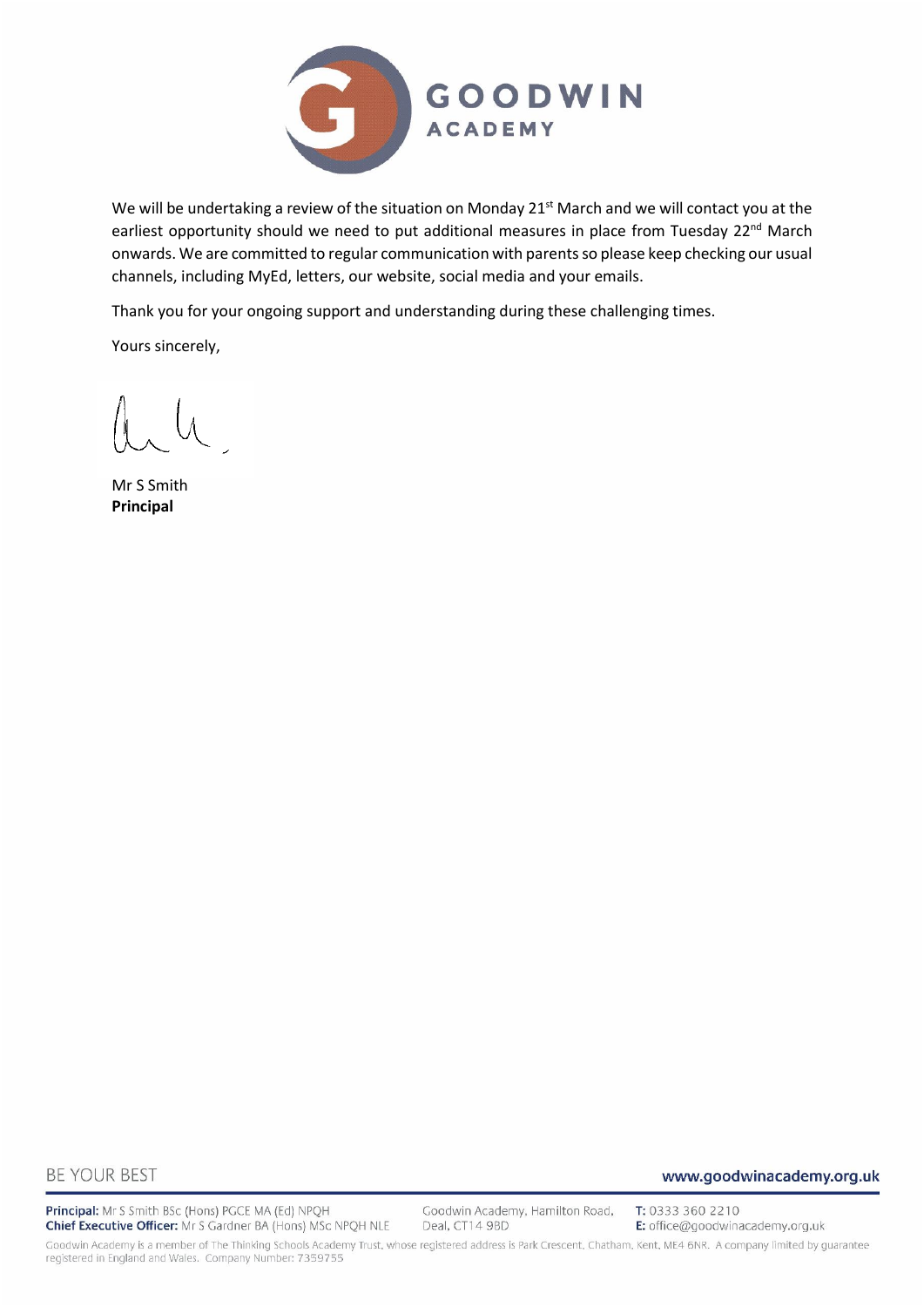We will be undertaking a review of the situation on Monday 21st March and we will contact you at the earliest opportunity should we need to put additional measures in place from Tuesday 22nd March onwards. We are committed to regular communication with parents so please keep checking our usual channels, including MyEd, letters, our website, social media and your emails.

Thank you for your ongoing support and understanding during these challenging times.

Yours sincerely,

Mr S Smith
**Principal**